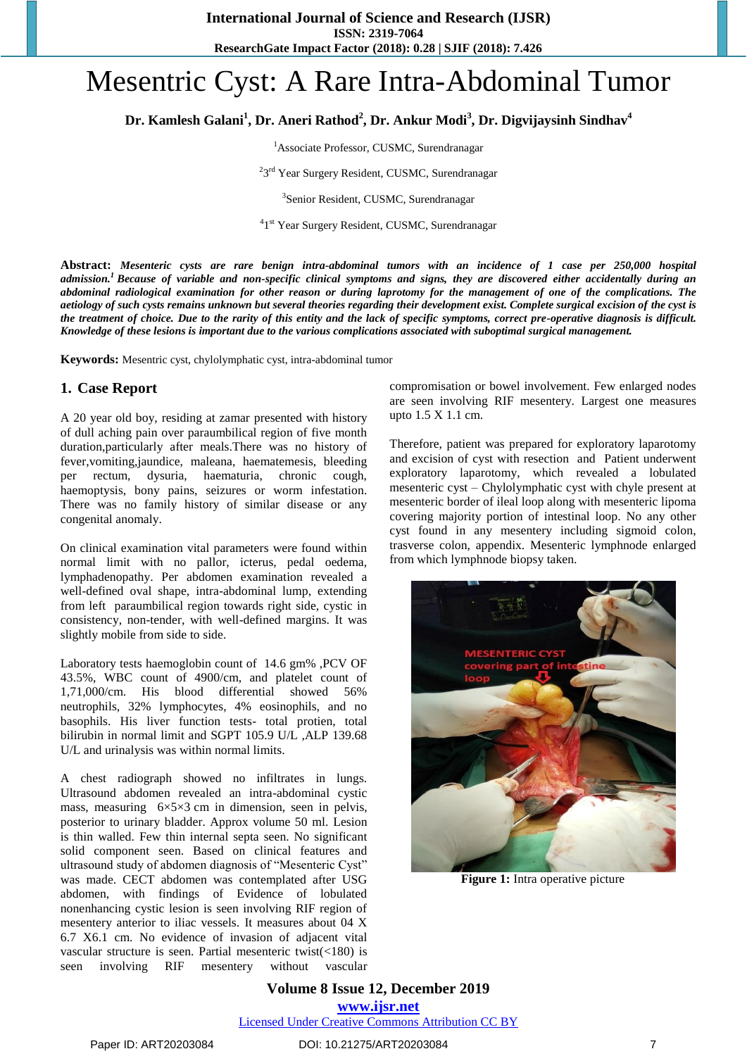# Mesentric Cyst: A Rare Intra-Abdominal Tumor

**Dr. Kamlesh Galani[1], Dr. Aneri Rathod[2], Dr. Ankur Modi[3], Dr. Digvijaysinh Sindhav[4]**

[1]Associate Professor, CUSMC, Surendranagar

[2]3rd Year Surgery Resident, CUSMC, Surendranagar

[3]Senior Resident, CUSMC, Surendranagar

[4]1st Year Surgery Resident, CUSMC, Surendranagar

**Abstract:** ***Mesenteric cysts are rare benign intra-abdominal tumors with an incidence of 1 case per 250,000 hospital admission.[1] Because of variable and non-specific clinical symptoms and signs, they are discovered either accidentally during an abdominal radiological examination for other reason or during laprotomy for the management of one of the complications. The aetiology of such cysts remains unknown but several theories regarding their development exist. Complete surgical excision of the cyst is the treatment of choice. Due to the rarity of this entity and the lack of specific symptoms, correct pre-operative diagnosis is difficult. Knowledge of these lesions is important due to the various complications associated with suboptimal surgical management.***

**Keywords:** Mesentric cyst, chylolymphatic cyst, intra-abdominal tumor

## 1. Case Report

A 20 year old boy, residing at zamar presented with history of dull aching pain over paraumbilical region of five month duration,particularly after meals.There was no history of fever,vomiting,jaundice, maleana, haematemesis, bleeding per rectum, dysuria, haematuria, chronic cough, haemoptysis, bony pains, seizures or worm infestation. There was no family history of similar disease or any congenital anomaly.

On clinical examination vital parameters were found within normal limit with no pallor, icterus, pedal oedema, lymphadenopathy. Per abdomen examination revealed a well-defined oval shape, intra-abdominal lump, extending from left paraumbilical region towards right side, cystic in consistency, non-tender, with well-defined margins. It was slightly mobile from side to side.

Laboratory tests haemoglobin count of 14.6 gm% ,PCV OF 43.5%, WBC count of 4900/cm, and platelet count of 1,71,000/cm. His blood differential showed 56% neutrophils, 32% lymphocytes, 4% eosinophils, and no basophils. His liver function tests- total protien, total bilirubin in normal limit and SGPT 105.9 U/L ,ALP 139.68 U/L and urinalysis was within normal limits.

A chest radiograph showed no infiltrates in lungs. Ultrasound abdomen revealed an intra-abdominal cystic mass, measuring 6×5×3 cm in dimension, seen in pelvis, posterior to urinary bladder. Approx volume 50 ml. Lesion is thin walled. Few thin internal septa seen. No significant solid component seen. Based on clinical features and ultrasound study of abdomen diagnosis of "Mesenteric Cyst" was made. CECT abdomen was contemplated after USG abdomen, with findings of Evidence of lobulated nonenhancing cystic lesion is seen involving RIF region of mesentery anterior to iliac vessels. It measures about 04 X 6.7 X6.1 cm. No evidence of invasion of adjacent vital vascular structure is seen. Partial mesenteric twist(<180) is seen involving RIF mesentery without vascular compromisation or bowel involvement. Few enlarged nodes are seen involving RIF mesentery. Largest one measures upto 1.5 X 1.1 cm.

Therefore, patient was prepared for exploratory laparotomy and excision of cyst with resection and Patient underwent exploratory laparotomy, which revealed a lobulated mesenteric cyst – Chylolymphatic cyst with chyle present at mesenteric border of ileal loop along with mesenteric lipoma covering majority portion of intestinal loop. No any other cyst found in any mesentery including sigmoid colon, trasverse colon, appendix. Mesenteric lymphnode enlarged from which lymphnode biopsy taken.

**Figure 1:** Intra operative picture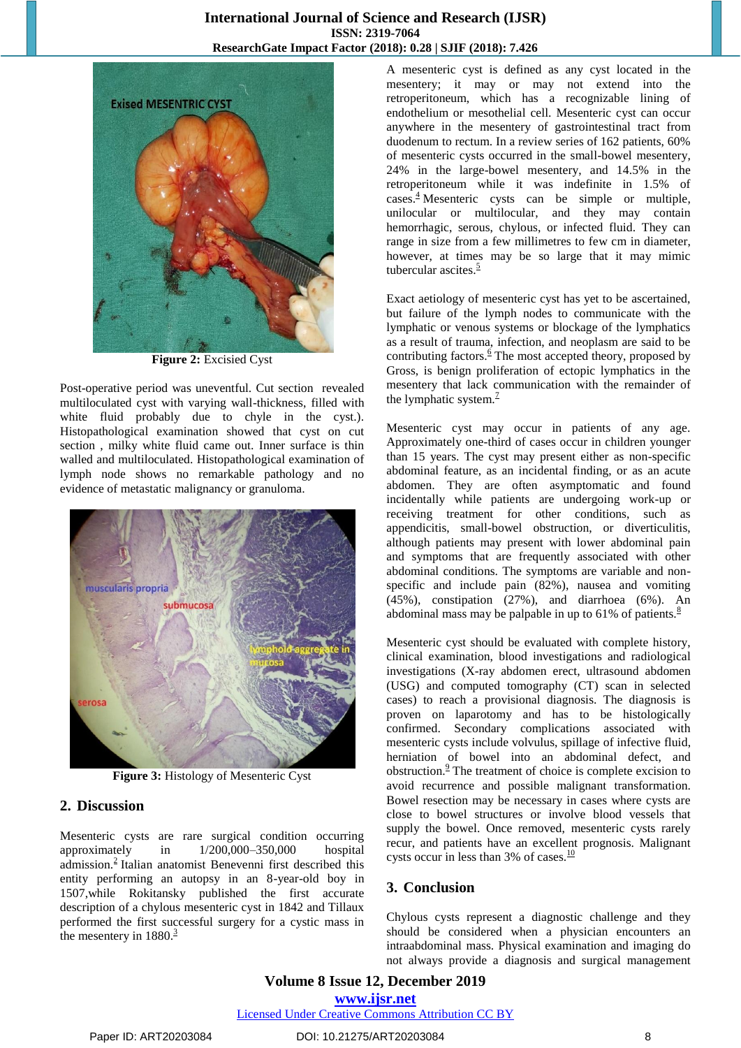Figure 2: Excisied Cyst

Post-operative period was uneventful. Cut section revealed multiloculated cyst with varying wall-thickness, filled with white fluid probably due to chyle in the cyst.). Histopathological examination showed that cyst on cut section , milky white fluid came out. Inner surface is thin walled and multiloculated. Histopathological examination of lymph node shows no remarkable pathology and no evidence of metastatic malignancy or granuloma.

Figure 3: Histology of Mesenteric Cyst

## 2. Discussion

Mesenteric cysts are rare surgical condition occurring approximately in 1/200,000–350,000 hospital admission.[2] Italian anatomist Benevenni first described this entity performing an autopsy in an 8-year-old boy in 1507,while Rokitansky published the first accurate description of a chylous mesenteric cyst in 1842 and Tillaux performed the first successful surgery for a cystic mass in the mesentery in 1880.[3]

A mesenteric cyst is defined as any cyst located in the mesentery; it may or may not extend into the retroperitoneum, which has a recognizable lining of endothelium or mesothelial cell. Mesenteric cyst can occur anywhere in the mesentery of gastrointestinal tract from duodenum to rectum. In a review series of 162 patients, 60% of mesenteric cysts occurred in the small-bowel mesentery, 24% in the large-bowel mesentery, and 14.5% in the retroperitoneum while it was indefinite in 1.5% of cases.[4] Mesenteric cysts can be simple or multiple, unilocular or multilocular, and they may contain hemorrhagic, serous, chylous, or infected fluid. They can range in size from a few millimetres to few cm in diameter, however, at times may be so large that it may mimic tubercular ascites.[5]

Exact aetiology of mesenteric cyst has yet to be ascertained, but failure of the lymph nodes to communicate with the lymphatic or venous systems or blockage of the lymphatics as a result of trauma, infection, and neoplasm are said to be contributing factors.[6] The most accepted theory, proposed by Gross, is benign proliferation of ectopic lymphatics in the mesentery that lack communication with the remainder of the lymphatic system.[7]

Mesenteric cyst may occur in patients of any age. Approximately one-third of cases occur in children younger than 15 years. The cyst may present either as non-specific abdominal feature, as an incidental finding, or as an acute abdomen. They are often asymptomatic and found incidentally while patients are undergoing work-up or receiving treatment for other conditions, such as appendicitis, small-bowel obstruction, or diverticulitis, although patients may present with lower abdominal pain and symptoms that are frequently associated with other abdominal conditions. The symptoms are variable and non-specific and include pain (82%), nausea and vomiting (45%), constipation (27%), and diarrhoea (6%). An abdominal mass may be palpable in up to 61% of patients.[8]

Mesenteric cyst should be evaluated with complete history, clinical examination, blood investigations and radiological investigations (X-ray abdomen erect, ultrasound abdomen (USG) and computed tomography (CT) scan in selected cases) to reach a provisional diagnosis. The diagnosis is proven on laparotomy and has to be histologically confirmed. Secondary complications associated with mesenteric cysts include volvulus, spillage of infective fluid, herniation of bowel into an abdominal defect, and obstruction.[9] The treatment of choice is complete excision to avoid recurrence and possible malignant transformation. Bowel resection may be necessary in cases where cysts are close to bowel structures or involve blood vessels that supply the bowel. Once removed, mesenteric cysts rarely recur, and patients have an excellent prognosis. Malignant cysts occur in less than 3% of cases.[10]

## 3. Conclusion

Chylous cysts represent a diagnostic challenge and they should be considered when a physician encounters an intraabdominal mass. Physical examination and imaging do not always provide a diagnosis and surgical management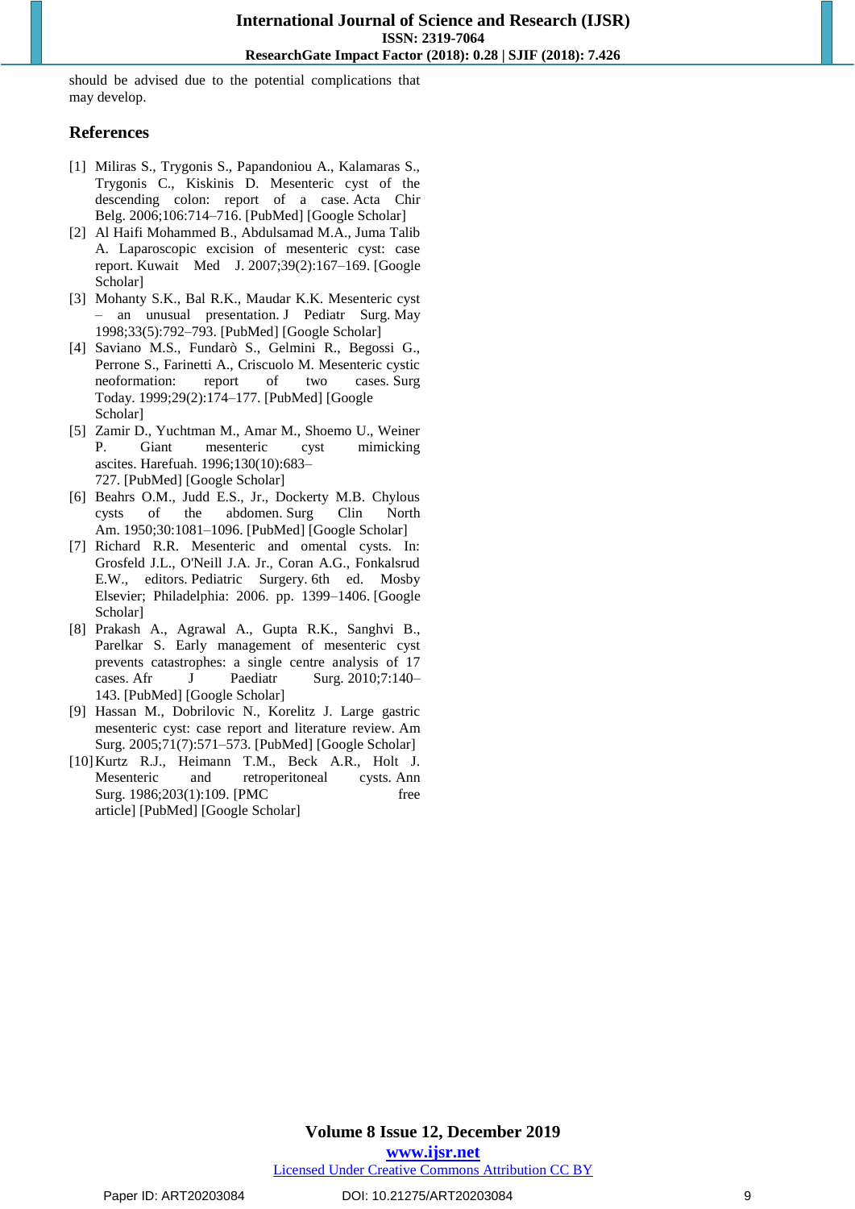should be advised due to the potential complications that may develop.

## References

[1] Miliras S., Trygonis S., Papandoniou A., Kalamaras S., Trygonis C., Kiskinis D. Mesenteric cyst of the descending colon: report of a case. Acta Chir Belg. 2006;106:714–716. [PubMed] [Google Scholar]

[2] Al Haifi Mohammed B., Abdulsamad M.A., Juma Talib A. Laparoscopic excision of mesenteric cyst: case report. Kuwait Med J. 2007;39(2):167–169. [Google Scholar]

[3] Mohanty S.K., Bal R.K., Maudar K.K. Mesenteric cyst – an unusual presentation. J Pediatr Surg. May 1998;33(5):792–793. [PubMed] [Google Scholar]

[4] Saviano M.S., Fundarò S., Gelmini R., Begossi G., Perrone S., Farinetti A., Criscuolo M. Mesenteric cystic neoformation: report of two cases. Surg Today. 1999;29(2):174–177. [PubMed] [Google Scholar]

[5] Zamir D., Yuchtman M., Amar M., Shoemo U., Weiner P. Giant mesenteric cyst mimicking ascites. Harefuah. 1996;130(10):683–727. [PubMed] [Google Scholar]

[6] Beahrs O.M., Judd E.S., Jr., Dockerty M.B. Chylous cysts of the abdomen. Surg Clin North Am. 1950;30:1081–1096. [PubMed] [Google Scholar]

[7] Richard R.R. Mesenteric and omental cysts. In: Grosfeld J.L., O'Neill J.A. Jr., Coran A.G., Fonkalsrud E.W., editors. Pediatric Surgery. 6th ed. Mosby Elsevier; Philadelphia: 2006. pp. 1399–1406. [Google Scholar]

[8] Prakash A., Agrawal A., Gupta R.K., Sanghvi B., Parelkar S. Early management of mesenteric cyst prevents catastrophes: a single centre analysis of 17 cases. Afr J Paediatr Surg. 2010;7:140–143. [PubMed] [Google Scholar]

[9] Hassan M., Dobrilovic N., Korelitz J. Large gastric mesenteric cyst: case report and literature review. Am Surg. 2005;71(7):571–573. [PubMed] [Google Scholar]

[10] Kurtz R.J., Heimann T.M., Beck A.R., Holt J. Mesenteric and retroperitoneal cysts. Ann Surg. 1986;203(1):109. [PMC free article] [PubMed] [Google Scholar]